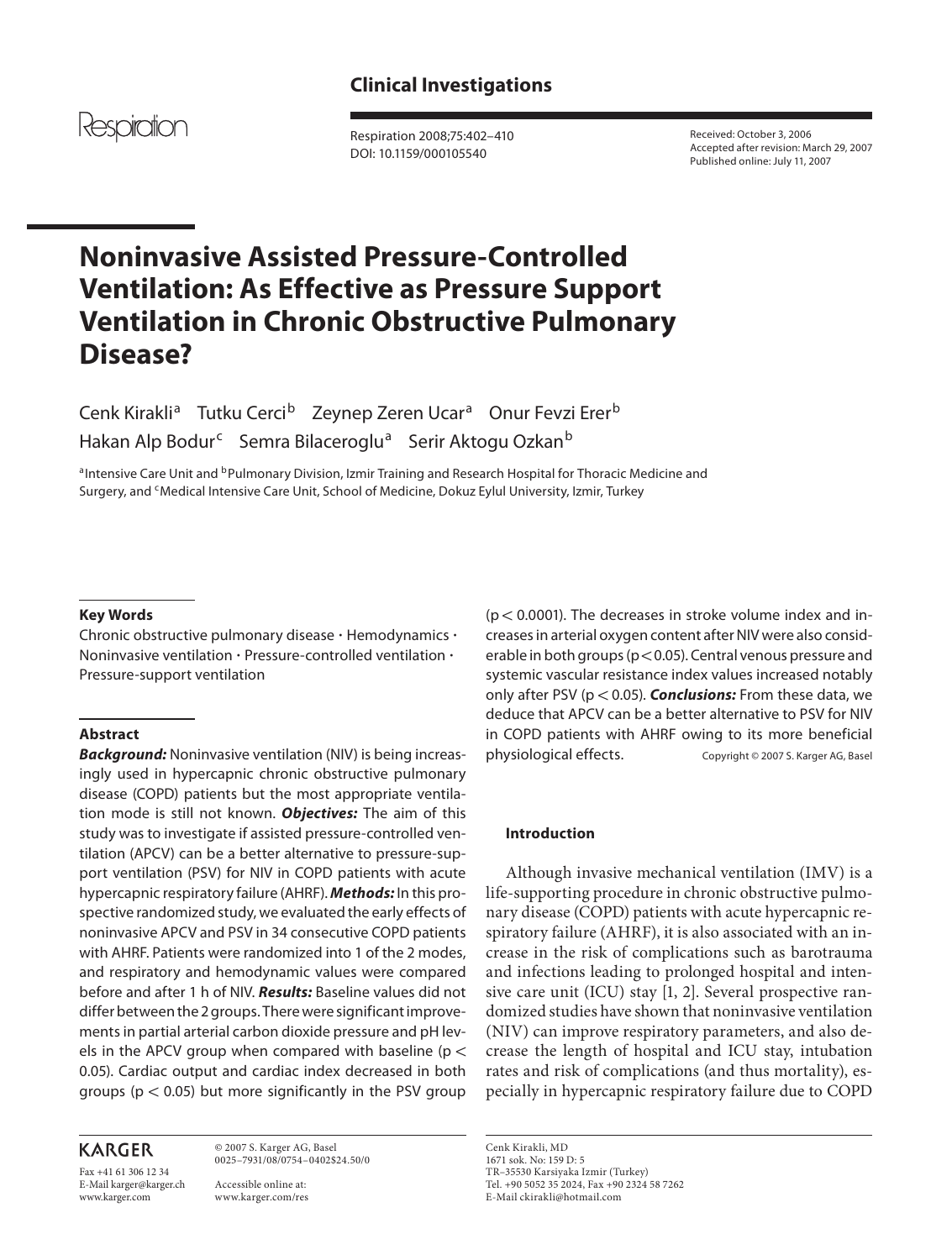Clinical Investigations

Respiration

Received: October 3, 2006
Accepted after revision: March 29, 2007
Published online: July 11, 2007

DOI: 10.1159/000105540

# Noninvasive Assisted Pressure-Controlled Ventilation: As Effective as Pressure Support Ventilation in Chronic Obstructive Pulmonary Disease?

Cenk Kirakli[a] Tutku Cerci[b] Zeynep Zeren Ucar[a] Onur Fevzi Erer[b] Hakan Alp Bodur[c] Semra Bilaceroglu[a] Serir Aktogu Ozkan[b]

[a]Intensive Care Unit and [b]Pulmonary Division, Izmir Training and Research Hospital for Thoracic Medicine and Surgery, and [c]Medical Intensive Care Unit, School of Medicine, Dokuz Eylul University, Izmir, Turkey

### Key Words

Chronic obstructive pulmonary disease · Hemodynamics · Noninvasive ventilation · Pressure-controlled ventilation · Pressure-support ventilation

### Abstract

***Background:*** Noninvasive ventilation (NIV) is being increasingly used in hypercapnic chronic obstructive pulmonary disease (COPD) patients but the most appropriate ventilation mode is still not known. ***Objectives:*** The aim of this study was to investigate if assisted pressure-controlled ventilation (APCV) can be a better alternative to pressure-support ventilation (PSV) for NIV in COPD patients with acute hypercapnic respiratory failure (AHRF). ***Methods:*** In this prospective randomized study, we evaluated the early effects of noninvasive APCV and PSV in 34 consecutive COPD patients with AHRF. Patients were randomized into 1 of the 2 modes, and respiratory and hemodynamic values were compared before and after 1 h of NIV. ***Results:*** Baseline values did not differ between the 2 groups. There were significant improvements in partial arterial carbon dioxide pressure and pH levels in the APCV group when compared with baseline ($p < 0.05$). Cardiac output and cardiac index decreased in both groups ($p < 0.05$) but more significantly in the PSV group ($p < 0.0001$). The decreases in stroke volume index and increases in arterial oxygen content after NIV were also considerable in both groups ($p < 0.05$). Central venous pressure and systemic vascular resistance index values increased notably only after PSV ($p < 0.05$). ***Conclusions:*** From these data, we deduce that APCV can be a better alternative to PSV for NIV in COPD patients with AHRF owing to its more beneficial physiological effects.

Copyright © 2007 S. Karger AG, Basel

### Introduction

Although invasive mechanical ventilation (IMV) is a life-supporting procedure in chronic obstructive pulmonary disease (COPD) patients with acute hypercapnic respiratory failure (AHRF), it is also associated with an increase in the risk of complications such as barotrauma and infections leading to prolonged hospital and intensive care unit (ICU) stay [1, 2]. Several prospective randomized studies have shown that noninvasive ventilation (NIV) can improve respiratory parameters, and also decrease the length of hospital and ICU stay, intubation rates and risk of complications (and thus mortality), especially in hypercapnic respiratory failure due to COPD

KARGER

Fax +41 61 306 12 34
E-Mail karger@karger.ch
www.karger.com

© 2007 S. Karger AG, Basel
0025–7931/08/0754–0402$24.50/0

Accessible online at:
www.karger.com/res

Cenk Kirakli, MD
1671 sok. No: 159 D: 5
TR–35530 Karsiyaka Izmir (Turkey)
Tel. +90 5052 35 2024, Fax +90 2324 58 7262
E-Mail ckirakli@hotmail.com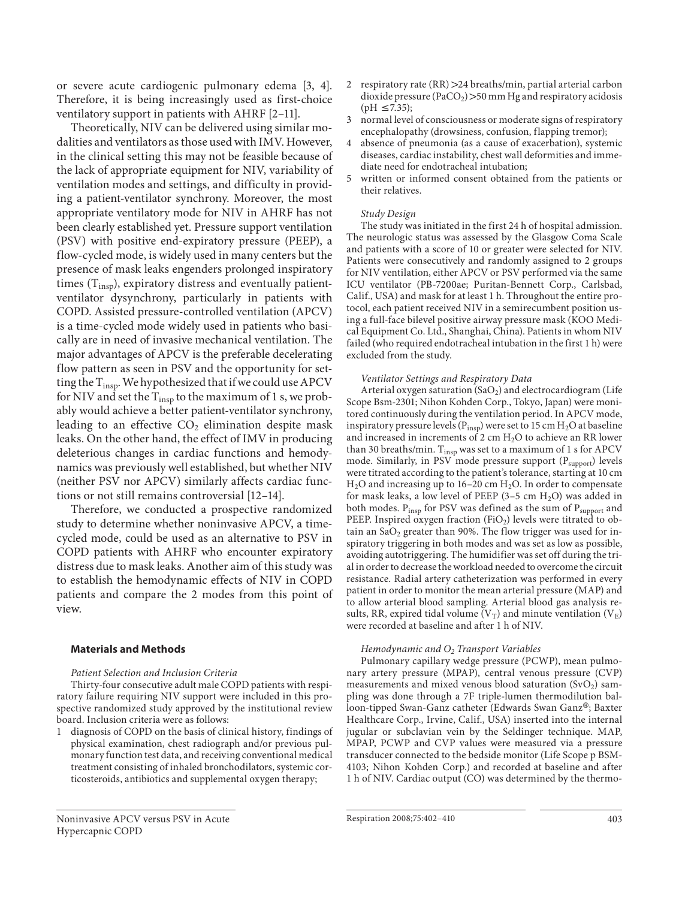or severe acute cardiogenic pulmonary edema [3, 4]. Therefore, it is being increasingly used as first-choice ventilatory support in patients with AHRF [2–11].

Theoretically, NIV can be delivered using similar modalities and ventilators as those used with IMV. However, in the clinical setting this may not be feasible because of the lack of appropriate equipment for NIV, variability of ventilation modes and settings, and difficulty in providing a patient-ventilator synchrony. Moreover, the most appropriate ventilatory mode for NIV in AHRF has not been clearly established yet. Pressure support ventilation (PSV) with positive end-expiratory pressure (PEEP), a flow-cycled mode, is widely used in many centers but the presence of mask leaks engenders prolonged inspiratory times ($T_{insp}$), expiratory distress and eventually patient-ventilator dysynchrony, particularly in patients with COPD. Assisted pressure-controlled ventilation (APCV) is a time-cycled mode widely used in patients who basically are in need of invasive mechanical ventilation. The major advantages of APCV is the preferable decelerating flow pattern as seen in PSV and the opportunity for setting the $T_{insp}$. We hypothesized that if we could use APCV for NIV and set the $T_{insp}$ to the maximum of 1 s, we probably would achieve a better patient-ventilator synchrony, leading to an effective $CO_2$ elimination despite mask leaks. On the other hand, the effect of IMV in producing deleterious changes in cardiac functions and hemodynamics was previously well established, but whether NIV (neither PSV nor APCV) similarly affects cardiac functions or not still remains controversial [12–14].

Therefore, we conducted a prospective randomized study to determine whether noninvasive APCV, a time-cycled mode, could be used as an alternative to PSV in COPD patients with AHRF who encounter expiratory distress due to mask leaks. Another aim of this study was to establish the hemodynamic effects of NIV in COPD patients and compare the 2 modes from this point of view.

## Materials and Methods

*Patient Selection and Inclusion Criteria*

Thirty-four consecutive adult male COPD patients with respiratory failure requiring NIV support were included in this prospective randomized study approved by the institutional review board. Inclusion criteria were as follows:

1. diagnosis of COPD on the basis of clinical history, findings of physical examination, chest radiograph and/or previous pulmonary function test data, and receiving conventional medical treatment consisting of inhaled bronchodilators, systemic corticosteroids, antibiotics and supplemental oxygen therapy;
2. respiratory rate (RR) >24 breaths/min, partial arterial carbon dioxide pressure ($PaCO_2$) >50 mm Hg and respiratory acidosis (pH ≤7.35);
3. normal level of consciousness or moderate signs of respiratory encephalopathy (drowsiness, confusion, flapping tremor);
4. absence of pneumonia (as a cause of exacerbation), systemic diseases, cardiac instability, chest wall deformities and immediate need for endotracheal intubation;
5. written or informed consent obtained from the patients or their relatives.

*Study Design*

The study was initiated in the first 24 h of hospital admission. The neurologic status was assessed by the Glasgow Coma Scale and patients with a score of 10 or greater were selected for NIV. Patients were consecutively and randomly assigned to 2 groups for NIV ventilation, either APCV or PSV performed via the same ICU ventilator (PB-7200ae; Puritan-Bennett Corp., Carlsbad, Calif., USA) and mask for at least 1 h. Throughout the entire protocol, each patient received NIV in a semirecumbent position using a full-face bilevel positive airway pressure mask (KOO Medical Equipment Co. Ltd., Shanghai, China). Patients in whom NIV failed (who required endotracheal intubation in the first 1 h) were excluded from the study.

*Ventilator Settings and Respiratory Data*

Arterial oxygen saturation ($SaO_2$) and electrocardiogram (Life Scope Bsm-2301; Nihon Kohden Corp., Tokyo, Japan) were monitored continuously during the ventilation period. In APCV mode, inspiratory pressure levels ($P_{insp}$) were set to 15 cm $H_2O$ at baseline and increased in increments of 2 cm $H_2O$ to achieve an RR lower than 30 breaths/min. $T_{insp}$ was set to a maximum of 1 s for APCV mode. Similarly, in PSV mode pressure support ($P_{support}$) levels were titrated according to the patient's tolerance, starting at 10 cm $H_2O$ and increasing up to 16–20 cm $H_2O$. In order to compensate for mask leaks, a low level of PEEP (3–5 cm $H_2O$) was added in both modes. $P_{insp}$ for PSV was defined as the sum of $P_{support}$ and PEEP. Inspired oxygen fraction ($FiO_2$) levels were titrated to obtain an $SaO_2$ greater than 90%. The flow trigger was used for inspiratory triggering in both modes and was set as low as possible, avoiding autotriggering. The humidifier was set off during the trial in order to decrease the workload needed to overcome the circuit resistance. Radial artery catheterization was performed in every patient in order to monitor the mean arterial pressure (MAP) and to allow arterial blood sampling. Arterial blood gas analysis results, RR, expired tidal volume ($V_T$) and minute ventilation ($V_E$) were recorded at baseline and after 1 h of NIV.

*Hemodynamic and $O_2$ Transport Variables*

Pulmonary capillary wedge pressure (PCWP), mean pulmonary artery pressure (MPAP), central venous pressure (CVP) measurements and mixed venous blood saturation ($SvO_2$) sampling was done through a 7F triple-lumen thermodilution balloon-tipped Swan-Ganz catheter (Edwards Swan Ganz®; Baxter Healthcare Corp., Irvine, Calif., USA) inserted into the internal jugular or subclavian vein by the Seldinger technique. MAP, MPAP, PCWP and CVP values were measured via a pressure transducer connected to the bedside monitor (Life Scope p BSM-4103; Nihon Kohden Corp.) and recorded at baseline and after 1 h of NIV. Cardiac output (CO) was determined by the thermo-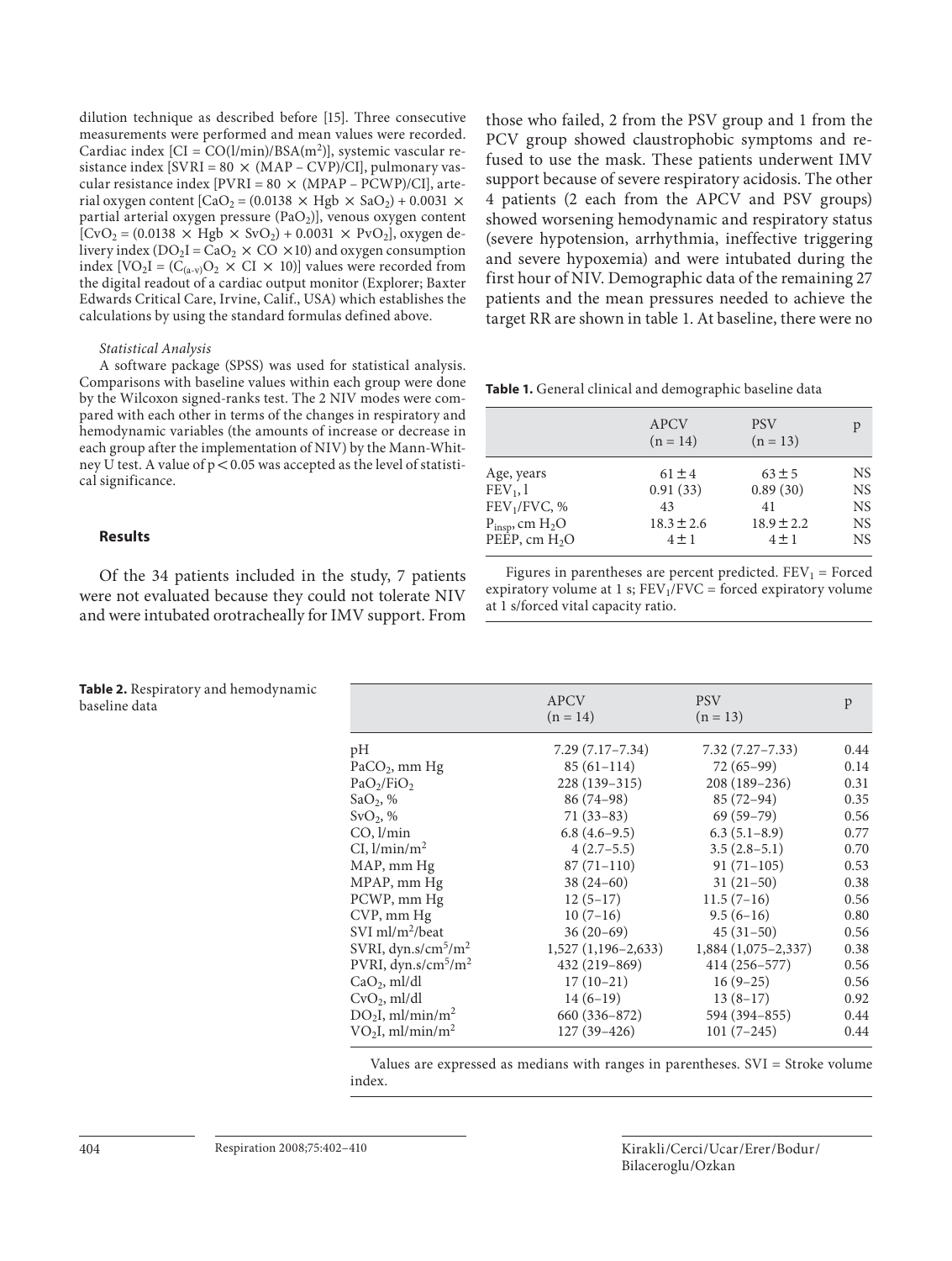dilution technique as described before [15]. Three consecutive measurements were performed and mean values were recorded. Cardiac index [CI = CO(l/min)/BSA($m^2$)], systemic vascular resistance index [SVRI = 80 × (MAP – CVP)/CI], pulmonary vascular resistance index [PVRI = 80 × (MPAP – PCWP)/CI], arterial oxygen content [$CaO_2$ = (0.0138 × Hgb × $SaO_2$) + 0.0031 × partial arterial oxygen pressure ($PaO_2$)], venous oxygen content [$CvO_2$ = (0.0138 × Hgb × $SvO_2$) + 0.0031 × $PvO_2$], oxygen delivery index ($DO_2I$ = $CaO_2$ × CO ×10) and oxygen consumption index [$VO_2I$ = ($C_{(a-v)}O_2$ × CI × 10)] values were recorded from the digital readout of a cardiac output monitor (Explorer; Baxter Edwards Critical Care, Irvine, Calif., USA) which establishes the calculations by using the standard formulas defined above.

*Statistical Analysis*

A software package (SPSS) was used for statistical analysis. Comparisons with baseline values within each group were done by the Wilcoxon signed-ranks test. The 2 NIV modes were compared with each other in terms of the changes in respiratory and hemodynamic variables (the amounts of increase or decrease in each group after the implementation of NIV) by the Mann-Whitney U test. A value of $p < 0.05$ was accepted as the level of statistical significance.

## Results

Of the 34 patients included in the study, 7 patients were not evaluated because they could not tolerate NIV and were intubated orotracheally for IMV support. From those who failed, 2 from the PSV group and 1 from the PCV group showed claustrophobic symptoms and refused to use the mask. These patients underwent IMV support because of severe respiratory acidosis. The other 4 patients (2 each from the APCV and PSV groups) showed worsening hemodynamic and respiratory status (severe hypotension, arrhythmia, ineffective triggering and severe hypoxemia) and were intubated during the first hour of NIV. Demographic data of the remaining 27 patients and the mean pressures needed to achieve the target RR are shown in table 1. At baseline, there were no

**Table 1.** General clinical and demographic baseline data

| | APCV (n = 14) | PSV (n = 13) | p |
|---|---|---|---|
| Age, years | 61 ± 4 | 63 ± 5 | NS |
| $FEV_1$, l | 0.91 (33) | 0.89 (30) | NS |
| $FEV_1$/FVC, % | 43 | 41 | NS |
| $P_{insp}$, cm $H_2O$ | 18.3 ± 2.6 | 18.9 ± 2.2 | NS |
| PEEP, cm $H_2O$ | 4 ± 1 | 4 ± 1 | NS |

Figures in parentheses are percent predicted. $FEV_1$ = Forced expiratory volume at 1 s; $FEV_1$/FVC = forced expiratory volume at 1 s/forced vital capacity ratio.

**Table 2.** Respiratory and hemodynamic baseline data

| | APCV (n = 14) | PSV (n = 13) | p |
|---|---|---|---|
| pH | 7.29 (7.17–7.34) | 7.32 (7.27–7.33) | 0.44 |
| $PaCO_2$, mm Hg | 85 (61–114) | 72 (65–99) | 0.14 |
| $PaO_2/FiO_2$ | 228 (139–315) | 208 (189–236) | 0.31 |
| $SaO_2$, % | 86 (74–98) | 85 (72–94) | 0.35 |
| $SvO_2$, % | 71 (33–83) | 69 (59–79) | 0.56 |
| CO, l/min | 6.8 (4.6–9.5) | 6.3 (5.1–8.9) | 0.77 |
| CI, l/min/$m^2$ | 4 (2.7–5.5) | 3.5 (2.8–5.1) | 0.70 |
| MAP, mm Hg | 87 (71–110) | 91 (71–105) | 0.53 |
| MPAP, mm Hg | 38 (24–60) | 31 (21–50) | 0.38 |
| PCWP, mm Hg | 12 (5–17) | 11.5 (7–16) | 0.56 |
| CVP, mm Hg | 10 (7–16) | 9.5 (6–16) | 0.80 |
| SVI ml/$m^2$/beat | 36 (20–69) | 45 (31–50) | 0.56 |
| SVRI, dyn.s/$cm^5$/$m^2$ | 1,527 (1,196–2,633) | 1,884 (1,075–2,337) | 0.38 |
| PVRI, dyn.s/$cm^5$/$m^2$ | 432 (219–869) | 414 (256–577) | 0.56 |
| $CaO_2$, ml/dl | 17 (10–21) | 16 (9–25) | 0.56 |
| $CvO_2$, ml/dl | 14 (6–19) | 13 (8–17) | 0.92 |
| $DO_2I$, ml/min/$m^2$ | 660 (336–872) | 594 (394–855) | 0.44 |
| $VO_2I$, ml/min/$m^2$ | 127 (39–426) | 101 (7–245) | 0.44 |

Values are expressed as medians with ranges in parentheses. SVI = Stroke volume index.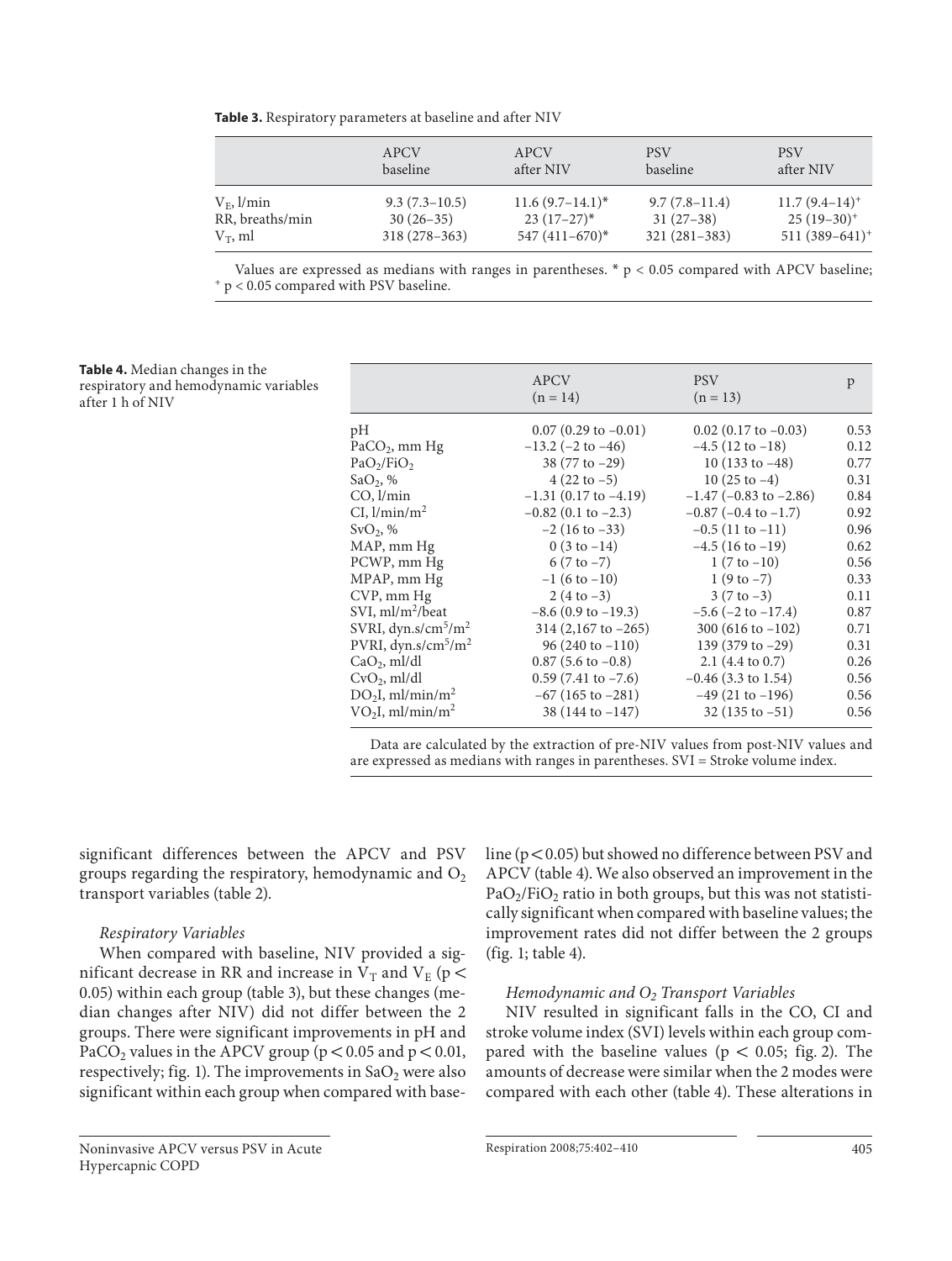**Table 3.** Respiratory parameters at baseline and after NIV

| | APCV baseline | APCV after NIV | PSV baseline | PSV after NIV |
|---|---|---|---|---|
| $V_E$, l/min | 9.3 (7.3–10.5) | 11.6 (9.7–14.1)* | 9.7 (7.8–11.4) | 11.7 (9.4–14)$^+$ |
| RR, breaths/min | 30 (26–35) | 23 (17–27)* | 31 (27–38) | 25 (19–30)$^+$ |
| $V_T$, ml | 318 (278–363) | 547 (411–670)* | 321 (281–383) | 511 (389–641)$^+$ |

Values are expressed as medians with ranges in parentheses. * $p < 0.05$ compared with APCV baseline; $^+$ $p < 0.05$ compared with PSV baseline.

**Table 4.** Median changes in the respiratory and hemodynamic variables after 1 h of NIV

| | APCV (n = 14) | PSV (n = 13) | p |
|---|---|---|---|
| pH | 0.07 (0.29 to –0.01) | 0.02 (0.17 to –0.03) | 0.53 |
| $PaCO_2$, mm Hg | –13.2 (–2 to –46) | –4.5 (12 to –18) | 0.12 |
| $PaO_2/FiO_2$ | 38 (77 to –29) | 10 (133 to –48) | 0.77 |
| $SaO_2$, % | 4 (22 to –5) | 10 (25 to –4) | 0.31 |
| CO, l/min | –1.31 (0.17 to –4.19) | –1.47 (–0.83 to –2.86) | 0.84 |
| CI, l/min/m$^2$ | –0.82 (0.1 to –2.3) | –0.87 (–0.4 to –1.7) | 0.92 |
| $SvO_2$, % | –2 (16 to –33) | –0.5 (11 to –11) | 0.96 |
| MAP, mm Hg | 0 (3 to –14) | –4.5 (16 to –19) | 0.62 |
| PCWP, mm Hg | 6 (7 to –7) | 1 (7 to –10) | 0.56 |
| MPAP, mm Hg | –1 (6 to –10) | 1 (9 to –7) | 0.33 |
| CVP, mm Hg | 2 (4 to –3) | 3 (7 to –3) | 0.11 |
| SVI, ml/m$^2$/beat | –8.6 (0.9 to –19.3) | –5.6 (–2 to –17.4) | 0.87 |
| SVRI, dyn.s/cm$^5$/m$^2$ | 314 (2,167 to –265) | 300 (616 to –102) | 0.71 |
| PVRI, dyn.s/cm$^5$/m$^2$ | 96 (240 to –110) | 139 (379 to –29) | 0.31 |
| $CaO_2$, ml/dl | 0.87 (5.6 to –0.8) | 2.1 (4.4 to 0.7) | 0.26 |
| $CvO_2$, ml/dl | 0.59 (7.41 to –7.6) | –0.46 (3.3 to 1.54) | 0.56 |
| $DO_2I$, ml/min/m$^2$ | –67 (165 to –281) | –49 (21 to –196) | 0.56 |
| $VO_2I$, ml/min/m$^2$ | 38 (144 to –147) | 32 (135 to –51) | 0.56 |

Data are calculated by the extraction of pre-NIV values from post-NIV values and are expressed as medians with ranges in parentheses. SVI = Stroke volume index.

significant differences between the APCV and PSV groups regarding the respiratory, hemodynamic and $O_2$ transport variables (table 2).

*Respiratory Variables*

When compared with baseline, NIV provided a significant decrease in RR and increase in $V_T$ and $V_E$ ($p < 0.05$) within each group (table 3), but these changes (median changes after NIV) did not differ between the 2 groups. There were significant improvements in pH and $PaCO_2$ values in the APCV group ($p < 0.05$ and $p < 0.01$, respectively; fig. 1). The improvements in $SaO_2$ were also significant within each group when compared with baseline ($p < 0.05$) but showed no difference between PSV and APCV (table 4). We also observed an improvement in the $PaO_2/FiO_2$ ratio in both groups, but this was not statistically significant when compared with baseline values; the improvement rates did not differ between the 2 groups (fig. 1; table 4).

*Hemodynamic and $O_2$ Transport Variables*

NIV resulted in significant falls in the CO, CI and stroke volume index (SVI) levels within each group compared with the baseline values ($p < 0.05$; fig. 2). The amounts of decrease were similar when the 2 modes were compared with each other (table 4). These alterations in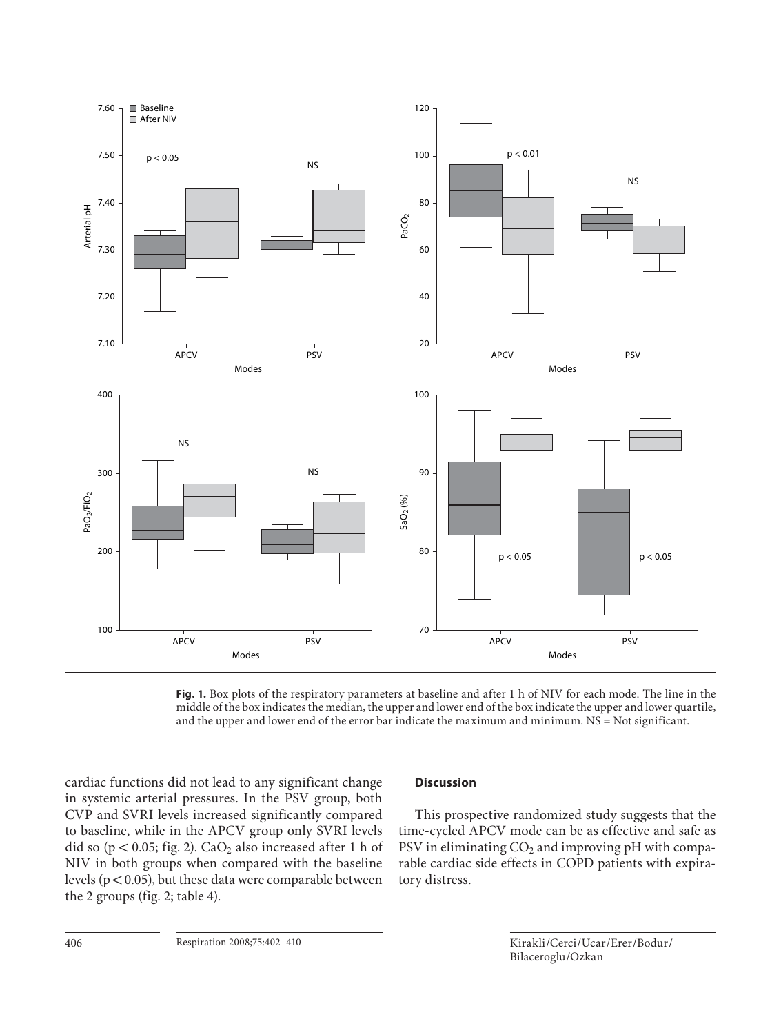**Fig. 1.** Box plots of the respiratory parameters at baseline and after 1 h of NIV for each mode. The line in the middle of the box indicates the median, the upper and lower end of the box indicate the upper and lower quartile, and the upper and lower end of the error bar indicate the maximum and minimum. NS = Not significant.

cardiac functions did not lead to any significant change in systemic arterial pressures. In the PSV group, both CVP and SVRI levels increased significantly compared to baseline, while in the APCV group only SVRI levels did so ($p < 0.05$; fig. 2). $CaO_2$ also increased after 1 h of NIV in both groups when compared with the baseline levels ($p < 0.05$), but these data were comparable between the 2 groups (fig. 2; table 4).

## Discussion

This prospective randomized study suggests that the time-cycled APCV mode can be as effective and safe as PSV in eliminating $CO_2$ and improving pH with comparable cardiac side effects in COPD patients with expiratory distress.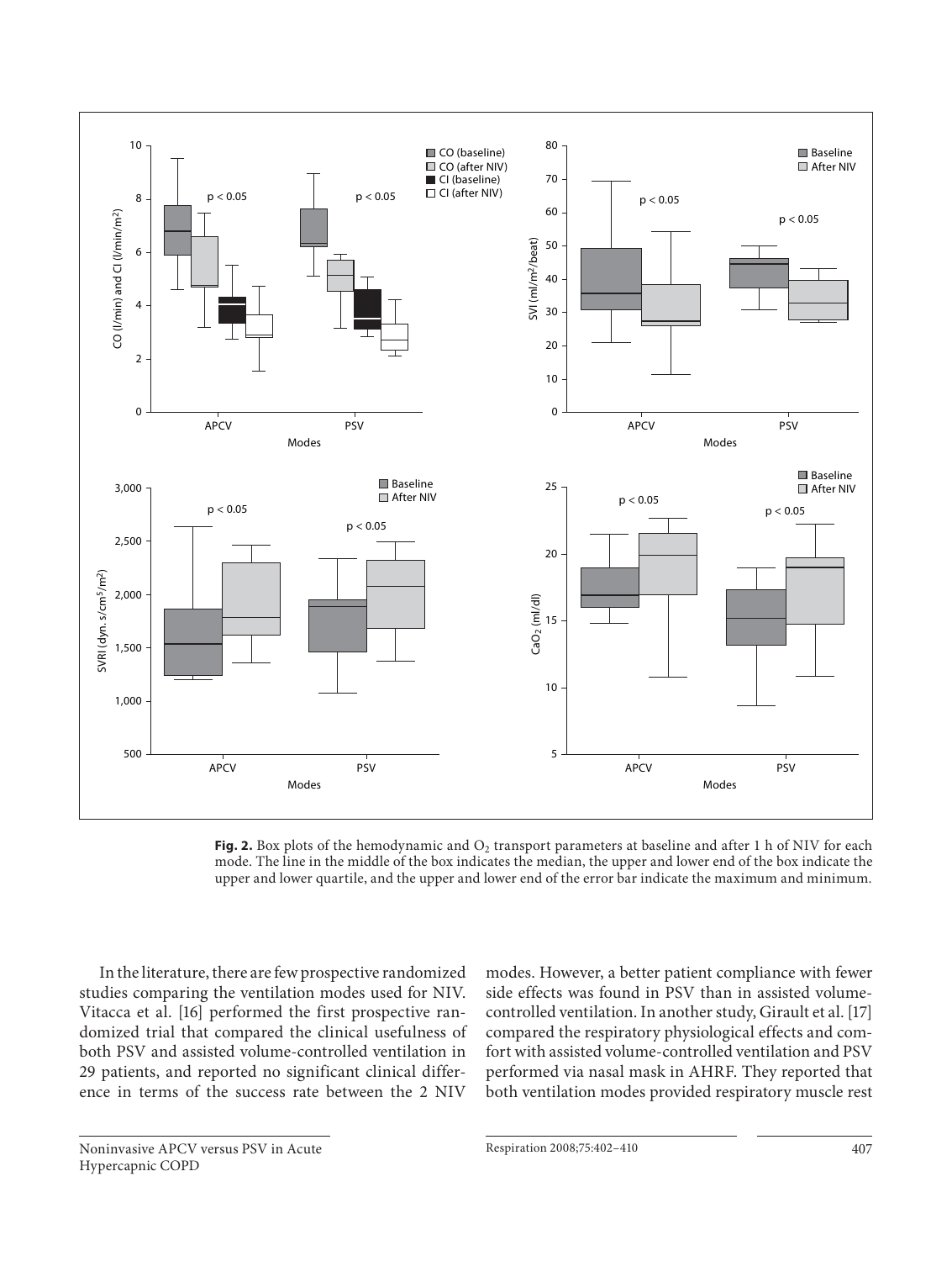**Fig. 2.** Box plots of the hemodynamic and $O_2$ transport parameters at baseline and after 1 h of NIV for each mode. The line in the middle of the box indicates the median, the upper and lower end of the box indicate the upper and lower quartile, and the upper and lower end of the error bar indicate the maximum and minimum.

In the literature, there are few prospective randomized studies comparing the ventilation modes used for NIV. Vitacca et al. [16] performed the first prospective randomized trial that compared the clinical usefulness of both PSV and assisted volume-controlled ventilation in 29 patients, and reported no significant clinical difference in terms of the success rate between the 2 NIV modes. However, a better patient compliance with fewer side effects was found in PSV than in assisted volume-controlled ventilation. In another study, Girault et al. [17] compared the respiratory physiological effects and comfort with assisted volume-controlled ventilation and PSV performed via nasal mask in AHRF. They reported that both ventilation modes provided respiratory muscle rest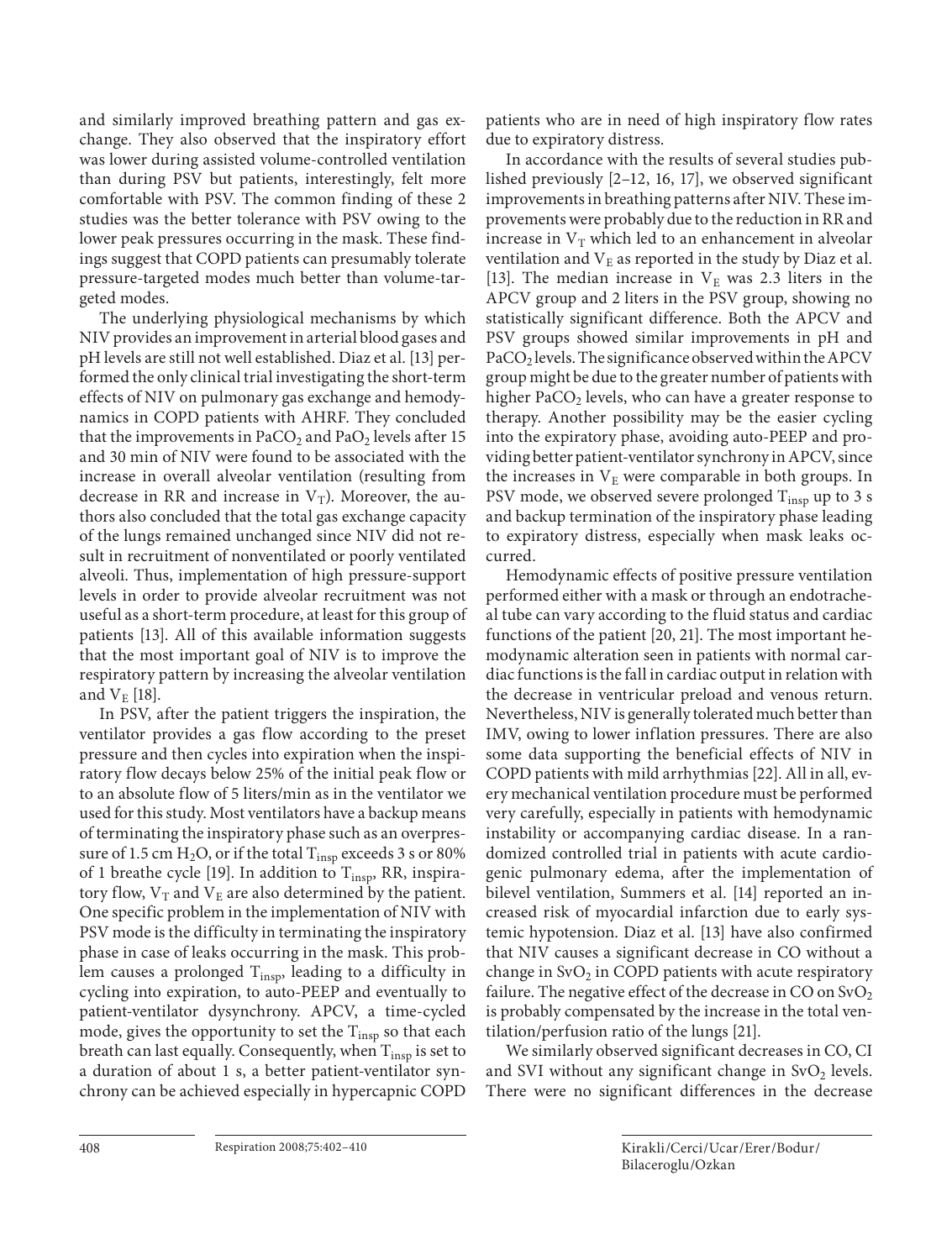and similarly improved breathing pattern and gas exchange. They also observed that the inspiratory effort was lower during assisted volume-controlled ventilation than during PSV but patients, interestingly, felt more comfortable with PSV. The common finding of these 2 studies was the better tolerance with PSV owing to the lower peak pressures occurring in the mask. These findings suggest that COPD patients can presumably tolerate pressure-targeted modes much better than volume-targeted modes.

The underlying physiological mechanisms by which NIV provides an improvement in arterial blood gases and pH levels are still not well established. Diaz et al. [13] performed the only clinical trial investigating the short-term effects of NIV on pulmonary gas exchange and hemodynamics in COPD patients with AHRF. They concluded that the improvements in $PaCO_2$ and $PaO_2$ levels after 15 and 30 min of NIV were found to be associated with the increase in overall alveolar ventilation (resulting from decrease in RR and increase in $V_T$). Moreover, the authors also concluded that the total gas exchange capacity of the lungs remained unchanged since NIV did not result in recruitment of nonventilated or poorly ventilated alveoli. Thus, implementation of high pressure-support levels in order to provide alveolar recruitment was not useful as a short-term procedure, at least for this group of patients [13]. All of this available information suggests that the most important goal of NIV is to improve the respiratory pattern by increasing the alveolar ventilation and $V_E$ [18].

In PSV, after the patient triggers the inspiration, the ventilator provides a gas flow according to the preset pressure and then cycles into expiration when the inspiratory flow decays below 25% of the initial peak flow or to an absolute flow of 5 liters/min as in the ventilator we used for this study. Most ventilators have a backup means of terminating the inspiratory phase such as an overpressure of 1.5 cm $H_2O$, or if the total $T_{insp}$ exceeds 3 s or 80% of 1 breathe cycle [19]. In addition to $T_{insp}$, RR, inspiratory flow, $V_T$ and $V_E$ are also determined by the patient. One specific problem in the implementation of NIV with PSV mode is the difficulty in terminating the inspiratory phase in case of leaks occurring in the mask. This problem causes a prolonged $T_{insp}$, leading to a difficulty in cycling into expiration, to auto-PEEP and eventually to patient-ventilator dysynchrony. APCV, a time-cycled mode, gives the opportunity to set the $T_{insp}$ so that each breath can last equally. Consequently, when $T_{insp}$ is set to a duration of about 1 s, a better patient-ventilator synchrony can be achieved especially in hypercapnic COPD patients who are in need of high inspiratory flow rates due to expiratory distress.

In accordance with the results of several studies published previously [2–12, 16, 17], we observed significant improvements in breathing patterns after NIV. These improvements were probably due to the reduction in RR and increase in $V_T$ which led to an enhancement in alveolar ventilation and $V_E$ as reported in the study by Diaz et al. [13]. The median increase in $V_E$ was 2.3 liters in the APCV group and 2 liters in the PSV group, showing no statistically significant difference. Both the APCV and PSV groups showed similar improvements in pH and $PaCO_2$ levels. The significance observed within the APCV group might be due to the greater number of patients with higher $PaCO_2$ levels, who can have a greater response to therapy. Another possibility may be the easier cycling into the expiratory phase, avoiding auto-PEEP and providing better patient-ventilator synchrony in APCV, since the increases in $V_E$ were comparable in both groups. In PSV mode, we observed severe prolonged $T_{insp}$ up to 3 s and backup termination of the inspiratory phase leading to expiratory distress, especially when mask leaks occurred.

Hemodynamic effects of positive pressure ventilation performed either with a mask or through an endotracheal tube can vary according to the fluid status and cardiac functions of the patient [20, 21]. The most important hemodynamic alteration seen in patients with normal cardiac functions is the fall in cardiac output in relation with the decrease in ventricular preload and venous return. Nevertheless, NIV is generally tolerated much better than IMV, owing to lower inflation pressures. There are also some data supporting the beneficial effects of NIV in COPD patients with mild arrhythmias [22]. All in all, every mechanical ventilation procedure must be performed very carefully, especially in patients with hemodynamic instability or accompanying cardiac disease. In a randomized controlled trial in patients with acute cardiogenic pulmonary edema, after the implementation of bilevel ventilation, Summers et al. [14] reported an increased risk of myocardial infarction due to early systemic hypotension. Diaz et al. [13] have also confirmed that NIV causes a significant decrease in CO without a change in $SvO_2$ in COPD patients with acute respiratory failure. The negative effect of the decrease in CO on $SvO_2$ is probably compensated by the increase in the total ventilation/perfusion ratio of the lungs [21].

We similarly observed significant decreases in CO, CI and SVI without any significant change in $SvO_2$ levels. There were no significant differences in the decrease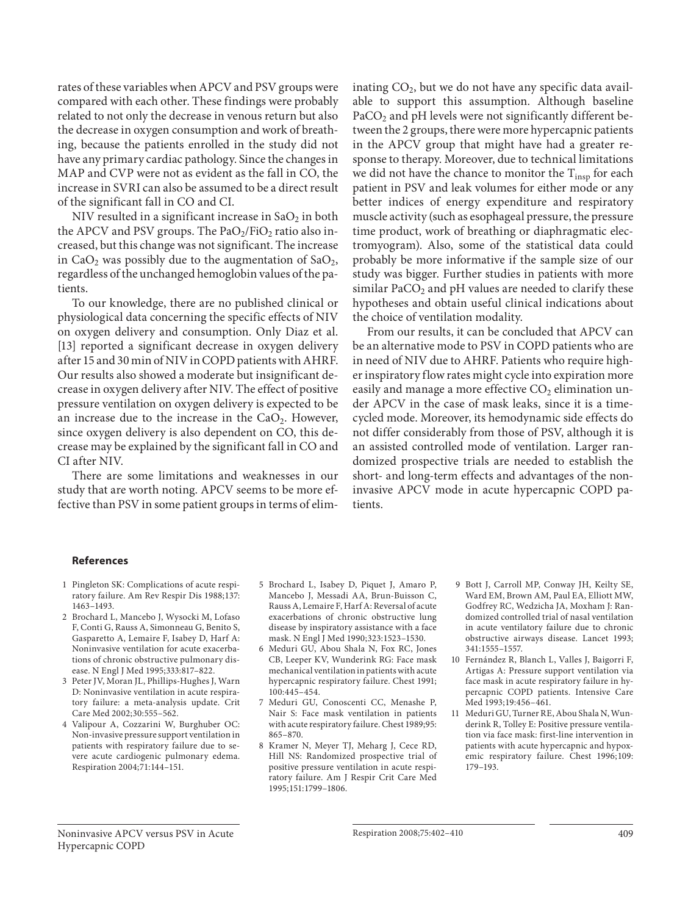rates of these variables when APCV and PSV groups were compared with each other. These findings were probably related to not only the decrease in venous return but also the decrease in oxygen consumption and work of breathing, because the patients enrolled in the study did not have any primary cardiac pathology. Since the changes in MAP and CVP were not as evident as the fall in CO, the increase in SVRI can also be assumed to be a direct result of the significant fall in CO and CI.

NIV resulted in a significant increase in $SaO_2$ in both the APCV and PSV groups. The $PaO_2/FiO_2$ ratio also increased, but this change was not significant. The increase in $CaO_2$ was possibly due to the augmentation of $SaO_2$, regardless of the unchanged hemoglobin values of the patients.

To our knowledge, there are no published clinical or physiological data concerning the specific effects of NIV on oxygen delivery and consumption. Only Diaz et al. [13] reported a significant decrease in oxygen delivery after 15 and 30 min of NIV in COPD patients with AHRF. Our results also showed a moderate but insignificant decrease in oxygen delivery after NIV. The effect of positive pressure ventilation on oxygen delivery is expected to be an increase due to the increase in the $CaO_2$. However, since oxygen delivery is also dependent on CO, this decrease may be explained by the significant fall in CO and CI after NIV.

There are some limitations and weaknesses in our study that are worth noting. APCV seems to be more effective than PSV in some patient groups in terms of eliminating $CO_2$, but we do not have any specific data available to support this assumption. Although baseline $PaCO_2$ and pH levels were not significantly different between the 2 groups, there were more hypercapnic patients in the APCV group that might have had a greater response to therapy. Moreover, due to technical limitations we did not have the chance to monitor the $T_{insp}$ for each patient in PSV and leak volumes for either mode or any better indices of energy expenditure and respiratory muscle activity (such as esophageal pressure, the pressure time product, work of breathing or diaphragmatic electromyogram). Also, some of the statistical data could probably be more informative if the sample size of our study was bigger. Further studies in patients with more similar $PaCO_2$ and pH values are needed to clarify these hypotheses and obtain useful clinical indications about the choice of ventilation modality.

From our results, it can be concluded that APCV can be an alternative mode to PSV in COPD patients who are in need of NIV due to AHRF. Patients who require higher inspiratory flow rates might cycle into expiration more easily and manage a more effective $CO_2$ elimination under APCV in the case of mask leaks, since it is a time-cycled mode. Moreover, its hemodynamic side effects do not differ considerably from those of PSV, although it is an assisted controlled mode of ventilation. Larger randomized prospective trials are needed to establish the short- and long-term effects and advantages of the noninvasive APCV mode in acute hypercapnic COPD patients.

## References

1. Pingleton SK: Complications of acute respiratory failure. Am Rev Respir Dis 1988;137:1463–1493.
2. Brochard L, Mancebo J, Wysocki M, Lofaso F, Conti G, Rauss A, Simonneau G, Benito S, Gasparetto A, Lemaire F, Isabey D, Harf A: Noninvasive ventilation for acute exacerbations of chronic obstructive pulmonary disease. N Engl J Med 1995;333:817–822.
3. Peter JV, Moran JL, Phillips-Hughes J, Warn D: Noninvasive ventilation in acute respiratory failure: a meta-analysis update. Crit Care Med 2002;30:555–562.
4. Valipour A, Cozzarini W, Burghuber OC: Non-invasive pressure support ventilation in patients with respiratory failure due to severe acute cardiogenic pulmonary edema. Respiration 2004;71:144–151.
5. Brochard L, Isabey D, Piquet J, Amaro P, Mancebo J, Messadi AA, Brun-Buisson C, Rauss A, Lemaire F, Harf A: Reversal of acute exacerbations of chronic obstructive lung disease by inspiratory assistance with a face mask. N Engl J Med 1990;323:1523–1530.
6. Meduri GU, Abou Shala N, Fox RC, Jones CB, Leeper KV, Wunderink RG: Face mask mechanical ventilation in patients with acute hypercapnic respiratory failure. Chest 1991;100:445–454.
7. Meduri GU, Conoscenti CC, Menashe P, Nair S: Face mask ventilation in patients with acute respiratory failure. Chest 1989;95:865–870.
8. Kramer N, Meyer TJ, Meharg J, Cece RD, Hill NS: Randomized prospective trial of positive pressure ventilation in acute respiratory failure. Am J Respir Crit Care Med 1995;151:1799–1806.
9. Bott J, Carroll MP, Conway JH, Keilty SE, Ward EM, Brown AM, Paul EA, Elliott MW, Godfrey RC, Wedzicha JA, Moxham J: Randomized controlled trial of nasal ventilation in acute ventilatory failure due to chronic obstructive airways disease. Lancet 1993;341:1555–1557.
10. Fernández R, Blanch L, Valles J, Baigorri F, Artigas A: Pressure support ventilation via face mask in acute respiratory failure in hypercapnic COPD patients. Intensive Care Med 1993;19:456–461.
11. Meduri GU, Turner RE, Abou Shala N, Wunderink R, Tolley E: Positive pressure ventilation via face mask: first-line intervention in patients with acute hypercapnic and hypoxemic respiratory failure. Chest 1996;109:179–193.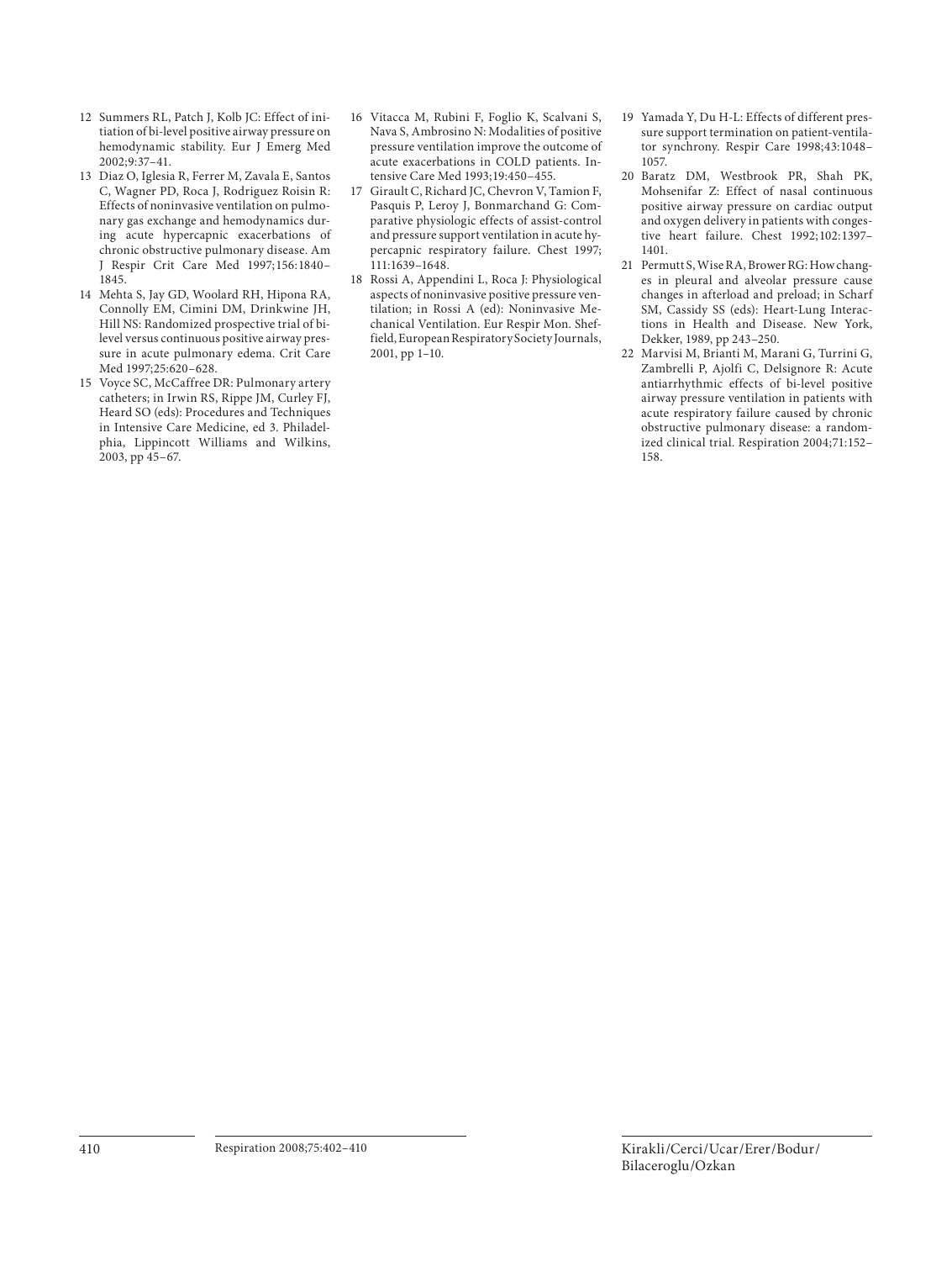12 Summers RL, Patch J, Kolb JC: Effect of initiation of bi-level positive airway pressure on hemodynamic stability. Eur J Emerg Med 2002;9:37–41.

13 Diaz O, Iglesia R, Ferrer M, Zavala E, Santos C, Wagner PD, Roca J, Rodriguez Roisin R: Effects of noninvasive ventilation on pulmonary gas exchange and hemodynamics during acute hypercapnic exacerbations of chronic obstructive pulmonary disease. Am J Respir Crit Care Med 1997;156:1840–1845.

14 Mehta S, Jay GD, Woolard RH, Hipona RA, Connolly EM, Cimini DM, Drinkwine JH, Hill NS: Randomized prospective trial of bilevel versus continuous positive airway pressure in acute pulmonary edema. Crit Care Med 1997;25:620–628.

15 Voyce SC, McCaffree DR: Pulmonary artery catheters; in Irwin RS, Rippe JM, Curley FJ, Heard SO (eds): Procedures and Techniques in Intensive Care Medicine, ed 3. Philadelphia, Lippincott Williams and Wilkins, 2003, pp 45–67.

16 Vitacca M, Rubini F, Foglio K, Scalvani S, Nava S, Ambrosino N: Modalities of positive pressure ventilation improve the outcome of acute exacerbations in COLD patients. Intensive Care Med 1993;19:450–455.

17 Girault C, Richard JC, Chevron V, Tamion F, Pasquis P, Leroy J, Bonmarchand G: Comparative physiologic effects of assist-control and pressure support ventilation in acute hypercapnic respiratory failure. Chest 1997; 111:1639–1648.

18 Rossi A, Appendini L, Roca J: Physiological aspects of noninvasive positive pressure ventilation; in Rossi A (ed): Noninvasive Mechanical Ventilation. Eur Respir Mon. Sheffield, European Respiratory Society Journals, 2001, pp 1–10.

19 Yamada Y, Du H-L: Effects of different pressure support termination on patient-ventilator synchrony. Respir Care 1998;43:1048–1057.

20 Baratz DM, Westbrook PR, Shah PK, Mohsenifar Z: Effect of nasal continuous positive airway pressure on cardiac output and oxygen delivery in patients with congestive heart failure. Chest 1992;102:1397–1401.

21 Permutt S, Wise RA, Brower RG: How changes in pleural and alveolar pressure cause changes in afterload and preload; in Scharf SM, Cassidy SS (eds): Heart-Lung Interactions in Health and Disease. New York, Dekker, 1989, pp 243–250.

22 Marvisi M, Brianti M, Marani G, Turrini G, Zambrelli P, Ajolfi C, Delsignore R: Acute antiarrhythmic effects of bi-level positive airway pressure ventilation in patients with acute respiratory failure caused by chronic obstructive pulmonary disease: a randomized clinical trial. Respiration 2004;71:152–158.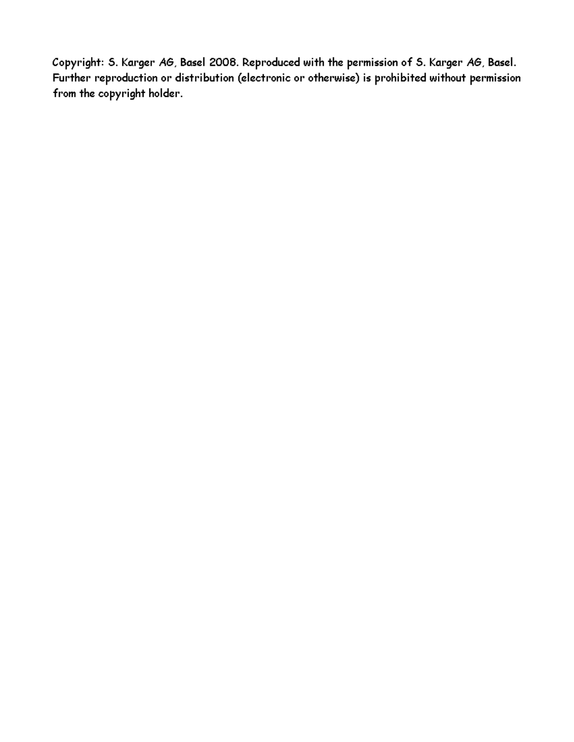Copyright: S. Karger AG, Basel 2008. Reproduced with the permission of S. Karger AG, Basel. Further reproduction or distribution (electronic or otherwise) is prohibited without permission from the copyright holder.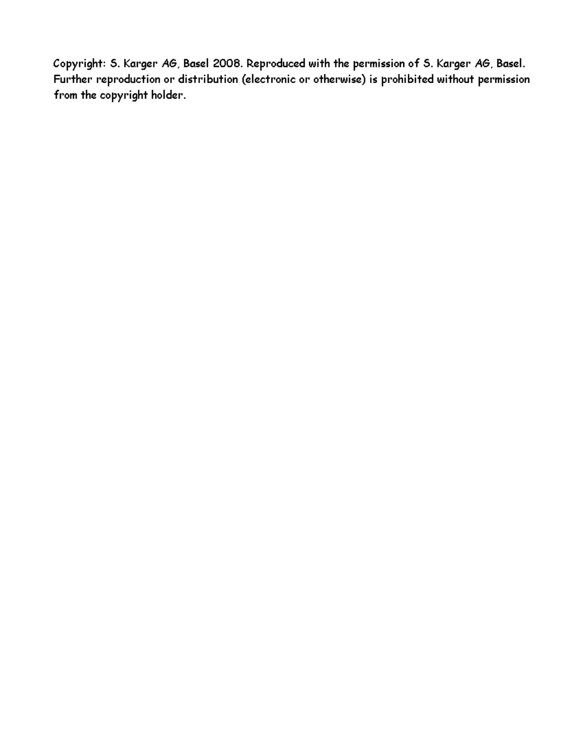Copyright: S. Karger AG, Basel 2008. Reproduced with the permission of S. Karger AG, Basel. Further reproduction or distribution (electronic or otherwise) is prohibited without permission from the copyright holder.